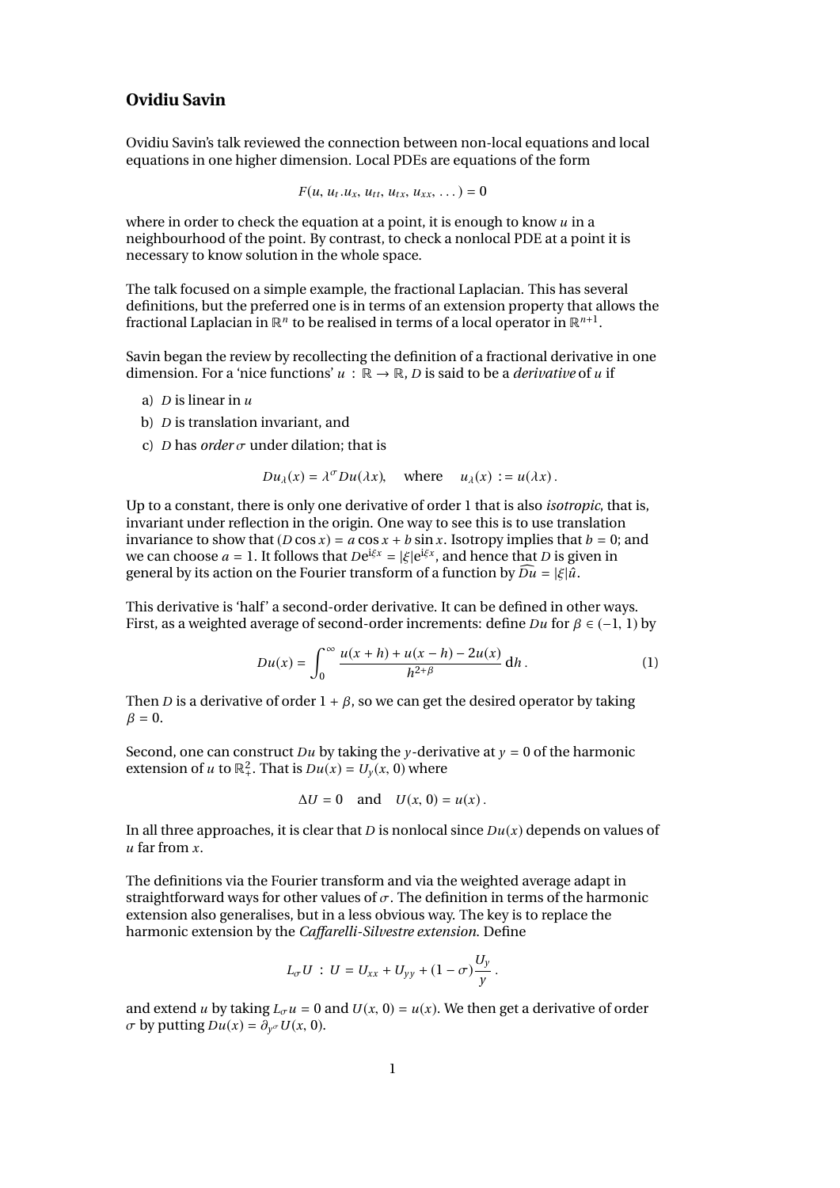## Ovidiu Savin

Ovidiu Savin's talk reviewed the connection between non-local equations and local equations in one higher dimension. Local PDEs are equations of the form

$$F(u,\, u_t . u_x,\, u_{tt},\, u_{tx},\, u_{xx},\, \ldots) = 0$$

where in order to check the equation at a point, it is enough to know $u$ in a neighbourhood of the point. By contrast, to check a nonlocal PDE at a point it is necessary to know solution in the whole space.

The talk focused on a simple example, the fractional Laplacian. This has several definitions, but the preferred one is in terms of an extension property that allows the fractional Laplacian in $\mathbb{R}^n$ to be realised in terms of a local operator in $\mathbb{R}^{n+1}$.

Savin began the review by recollecting the definition of a fractional derivative in one dimension. For a 'nice functions' $u : \mathbb{R} \to \mathbb{R}$, $D$ is said to be a *derivative* of $u$ if

a) $D$ is linear in $u$

b) $D$ is translation invariant, and

c) $D$ has *order* $\sigma$ under dilation; that is

$$Du_\lambda(x) = \lambda^\sigma Du(\lambda x), \quad \text{where} \quad u_\lambda(x) := u(\lambda x).$$

Up to a constant, there is only one derivative of order 1 that is also *isotropic*, that is, invariant under reflection in the origin. One way to see this is to use translation invariance to show that $(D\cos x) = a\cos x + b\sin x$. Isotropy implies that $b = 0$; and we can choose $a = 1$. It follows that $De^{i\xi x} = |\xi| e^{i\xi x}$, and hence that $D$ is given in general by its action on the Fourier transform of a function by $\widehat{Du} = |\xi|\hat{u}$.

This derivative is 'half' a second-order derivative. It can be defined in other ways. First, as a weighted average of second-order increments: define $Du$ for $\beta \in (-1, 1)$ by

$$Du(x) = \int_0^\infty \frac{u(x+h) + u(x-h) - 2u(x)}{h^{2+\beta}}\, \mathrm{d}h. \tag{1}$$

Then $D$ is a derivative of order $1+\beta$, so we can get the desired operator by taking $\beta = 0$.

Second, one can construct $Du$ by taking the $y$-derivative at $y = 0$ of the harmonic extension of $u$ to $\mathbb{R}^2_+$. That is $Du(x) = U_y(x, 0)$ where

$$\Delta U = 0 \quad \text{and} \quad U(x, 0) = u(x).$$

In all three approaches, it is clear that $D$ is nonlocal since $Du(x)$ depends on values of $u$ far from $x$.

The definitions via the Fourier transform and via the weighted average adapt in straightforward ways for other values of $\sigma$. The definition in terms of the harmonic extension also generalises, but in a less obvious way. The key is to replace the harmonic extension by the *Caffarelli-Silvestre extension*. Define

$$L_\sigma U : U = U_{xx} + U_{yy} + (1-\sigma)\frac{U_y}{y}.$$

and extend $u$ by taking $L_\sigma u = 0$ and $U(x, 0) = u(x)$. We then get a derivative of order $\sigma$ by putting $Du(x) = \partial_{y^\sigma} U(x, 0)$.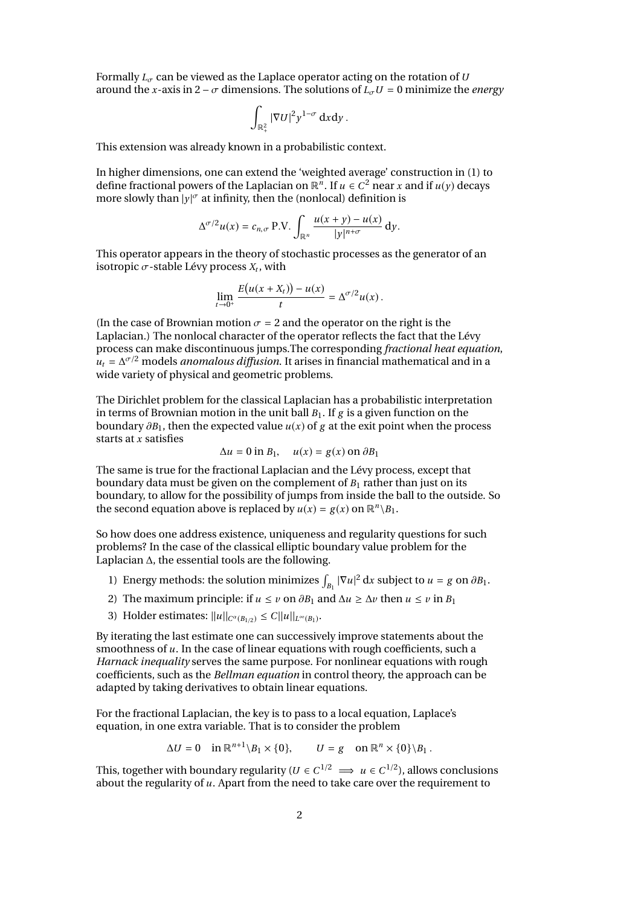Formally $L_\sigma$ can be viewed as the Laplace operator acting on the rotation of $U$ around the $x$-axis in $2 - \sigma$ dimensions. The solutions of $L_\sigma U = 0$ minimize the *energy*

$$\int_{\mathbb{R}^2_+} |\nabla U|^2 y^{1-\sigma} \, \mathrm{d}x\mathrm{d}y \,.$$

This extension was already known in a probabilistic context.

In higher dimensions, one can extend the 'weighted average' construction in (1) to define fractional powers of the Laplacian on $\mathbb{R}^n$. If $u \in C^2$ near $x$ and if $u(y)$ decays more slowly than $|y|^\sigma$ at infinity, then the (nonlocal) definition is

$$\Delta^{\sigma/2} u(x) = c_{n,\sigma} \, \text{P.V.} \int_{\mathbb{R}^n} \frac{u(x+y) - u(x)}{|y|^{n+\sigma}} \, \mathrm{d}y.$$

This operator appears in the theory of stochastic processes as the generator of an isotropic $\sigma$-stable Lévy process $X_t$, with

$$\lim_{t \to 0^+} \frac{E\big(u(x+X_t)\big) - u(x)}{t} = \Delta^{\sigma/2} u(x) \,.$$

(In the case of Brownian motion $\sigma = 2$ and the operator on the right is the Laplacian.) The nonlocal character of the operator reflects the fact that the Lévy process can make discontinuous jumps.The corresponding *fractional heat equation*, $u_t = \Delta^{\sigma/2}$ models *anomalous diffusion*. It arises in financial mathematical and in a wide variety of physical and geometric problems.

The Dirichlet problem for the classical Laplacian has a probabilistic interpretation in terms of Brownian motion in the unit ball $B_1$. If $g$ is a given function on the boundary $\partial B_1$, then the expected value $u(x)$ of $g$ at the exit point when the process starts at $x$ satisfies

$$\Delta u = 0 \text{ in } B_1, \quad u(x) = g(x) \text{ on } \partial B_1$$

The same is true for the fractional Laplacian and the Lévy process, except that boundary data must be given on the complement of $B_1$ rather than just on its boundary, to allow for the possibility of jumps from inside the ball to the outside. So the second equation above is replaced by $u(x) = g(x)$ on $\mathbb{R}^n \backslash B_1$.

So how does one address existence, uniqueness and regularity questions for such problems? In the case of the classical elliptic boundary value problem for the Laplacian $\Delta$, the essential tools are the following.

1) Energy methods: the solution minimizes $\int_{B_1} |\nabla u|^2 \, \mathrm{d}x$ subject to $u = g$ on $\partial B_1$.
2) The maximum principle: if $u \leq v$ on $\partial B_1$ and $\Delta u \geq \Delta v$ then $u \leq v$ in $B_1$
3) Holder estimates: $\|u\|_{C^\alpha(B_{1/2})} \leq C \|u\|_{L^\infty(B_1)}$.

By iterating the last estimate one can successively improve statements about the smoothness of $u$. In the case of linear equations with rough coefficients, such a *Harnack inequality* serves the same purpose. For nonlinear equations with rough coefficients, such as the *Bellman equation* in control theory, the approach can be adapted by taking derivatives to obtain linear equations.

For the fractional Laplacian, the key is to pass to a local equation, Laplace's equation, in one extra variable. That is to consider the problem

$$\Delta U = 0 \quad \text{in } \mathbb{R}^{n+1} \backslash B_1 \times \{0\}, \qquad U = g \quad \text{on } \mathbb{R}^n \times \{0\} \backslash B_1 \,.$$

This, together with boundary regularity ($U \in C^{1/2} \implies u \in C^{1/2}$), allows conclusions about the regularity of $u$. Apart from the need to take care over the requirement to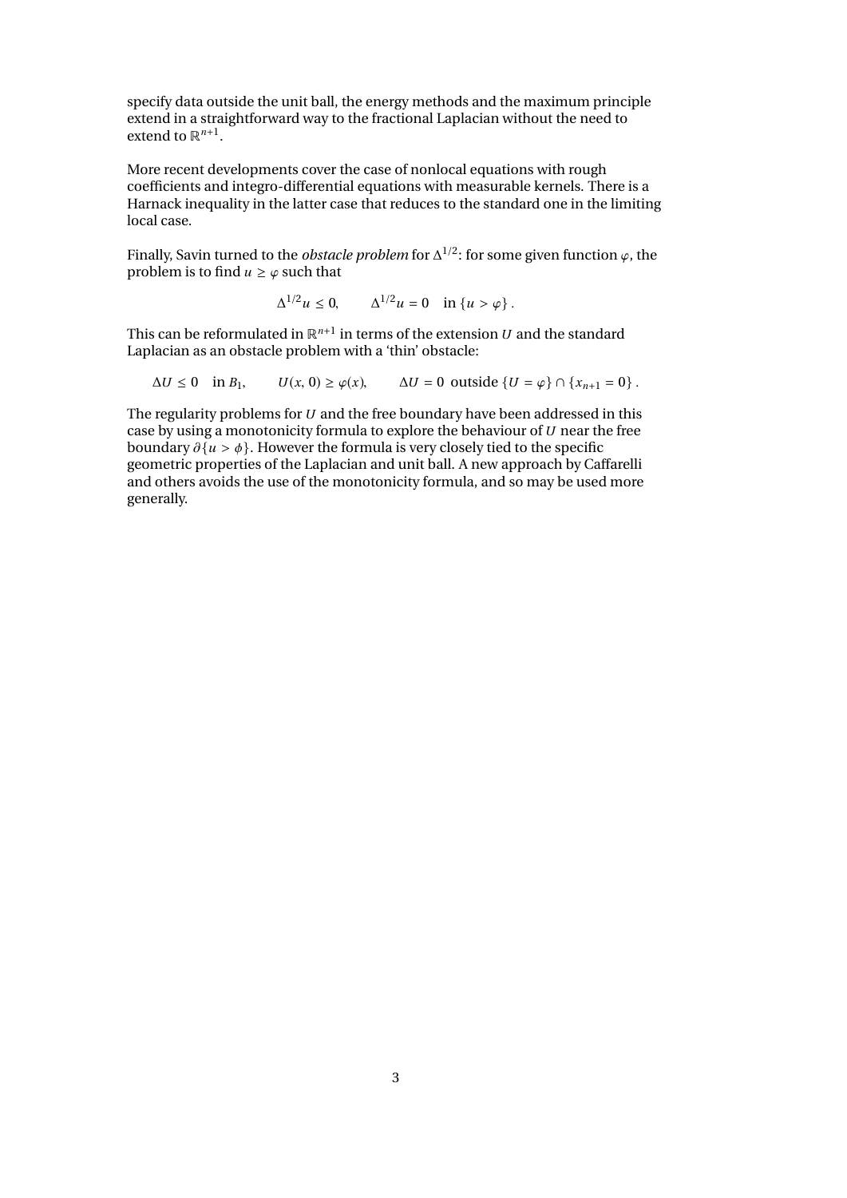specify data outside the unit ball, the energy methods and the maximum principle extend in a straightforward way to the fractional Laplacian without the need to extend to $\mathbb{R}^{n+1}$.

More recent developments cover the case of nonlocal equations with rough coefficients and integro-differential equations with measurable kernels. There is a Harnack inequality in the latter case that reduces to the standard one in the limiting local case.

Finally, Savin turned to the *obstacle problem* for $\Delta^{1/2}$: for some given function $\varphi$, the problem is to find $u \geq \varphi$ such that

$$\Delta^{1/2} u \leq 0, \qquad \Delta^{1/2} u = 0 \quad \text{in } \{u > \varphi\}.$$

This can be reformulated in $\mathbb{R}^{n+1}$ in terms of the extension $U$ and the standard Laplacian as an obstacle problem with a 'thin' obstacle:

$$\Delta U \leq 0 \quad \text{in } B_1, \qquad U(x,0) \geq \varphi(x), \qquad \Delta U = 0 \ \text{ outside } \{U = \varphi\} \cap \{x_{n+1} = 0\}.$$

The regularity problems for $U$ and the free boundary have been addressed in this case by using a monotonicity formula to explore the behaviour of $U$ near the free boundary $\partial\{u > \phi\}$. However the formula is very closely tied to the specific geometric properties of the Laplacian and unit ball. A new approach by Caffarelli and others avoids the use of the monotonicity formula, and so may be used more generally.